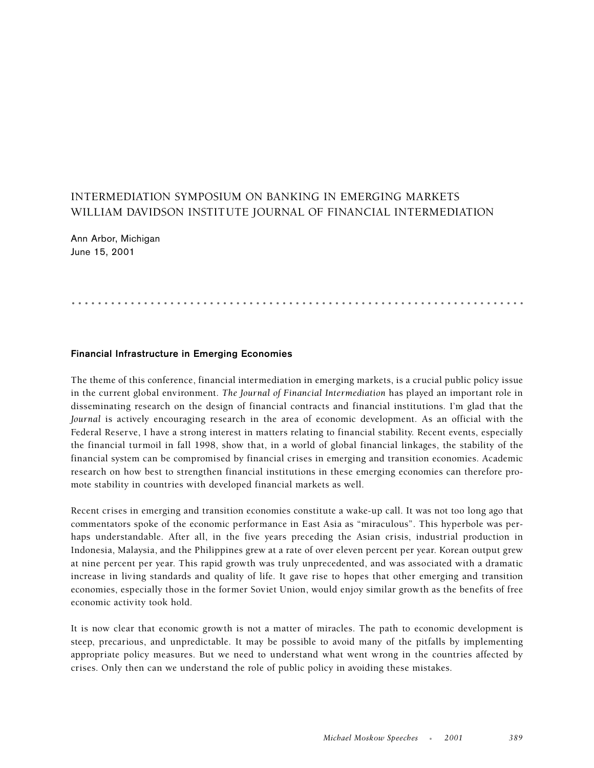# INTERMEDIATION SYMPOSIUM ON BANKING IN EMERGING MARKETS WILLIAM DAVIDSON INSTITUTE JOURNAL OF FINANCIAL INTERMEDIATION

Ann Arbor, Michigan
June 15, 2001

## Financial Infrastructure in Emerging Economies

The theme of this conference, financial intermediation in emerging markets, is a crucial public policy issue in the current global environment. *The Journal of Financial Intermediation* has played an important role in disseminating research on the design of financial contracts and financial institutions. I'm glad that the *Journal* is actively encouraging research in the area of economic development. As an official with the Federal Reserve, I have a strong interest in matters relating to financial stability. Recent events, especially the financial turmoil in fall 1998, show that, in a world of global financial linkages, the stability of the financial system can be compromised by financial crises in emerging and transition economies. Academic research on how best to strengthen financial institutions in these emerging economies can therefore promote stability in countries with developed financial markets as well.

Recent crises in emerging and transition economies constitute a wake-up call. It was not too long ago that commentators spoke of the economic performance in East Asia as "miraculous". This hyperbole was perhaps understandable. After all, in the five years preceding the Asian crisis, industrial production in Indonesia, Malaysia, and the Philippines grew at a rate of over eleven percent per year. Korean output grew at nine percent per year. This rapid growth was truly unprecedented, and was associated with a dramatic increase in living standards and quality of life. It gave rise to hopes that other emerging and transition economies, especially those in the former Soviet Union, would enjoy similar growth as the benefits of free economic activity took hold.

It is now clear that economic growth is not a matter of miracles. The path to economic development is steep, precarious, and unpredictable. It may be possible to avoid many of the pitfalls by implementing appropriate policy measures. But we need to understand what went wrong in the countries affected by crises. Only then can we understand the role of public policy in avoiding these mistakes.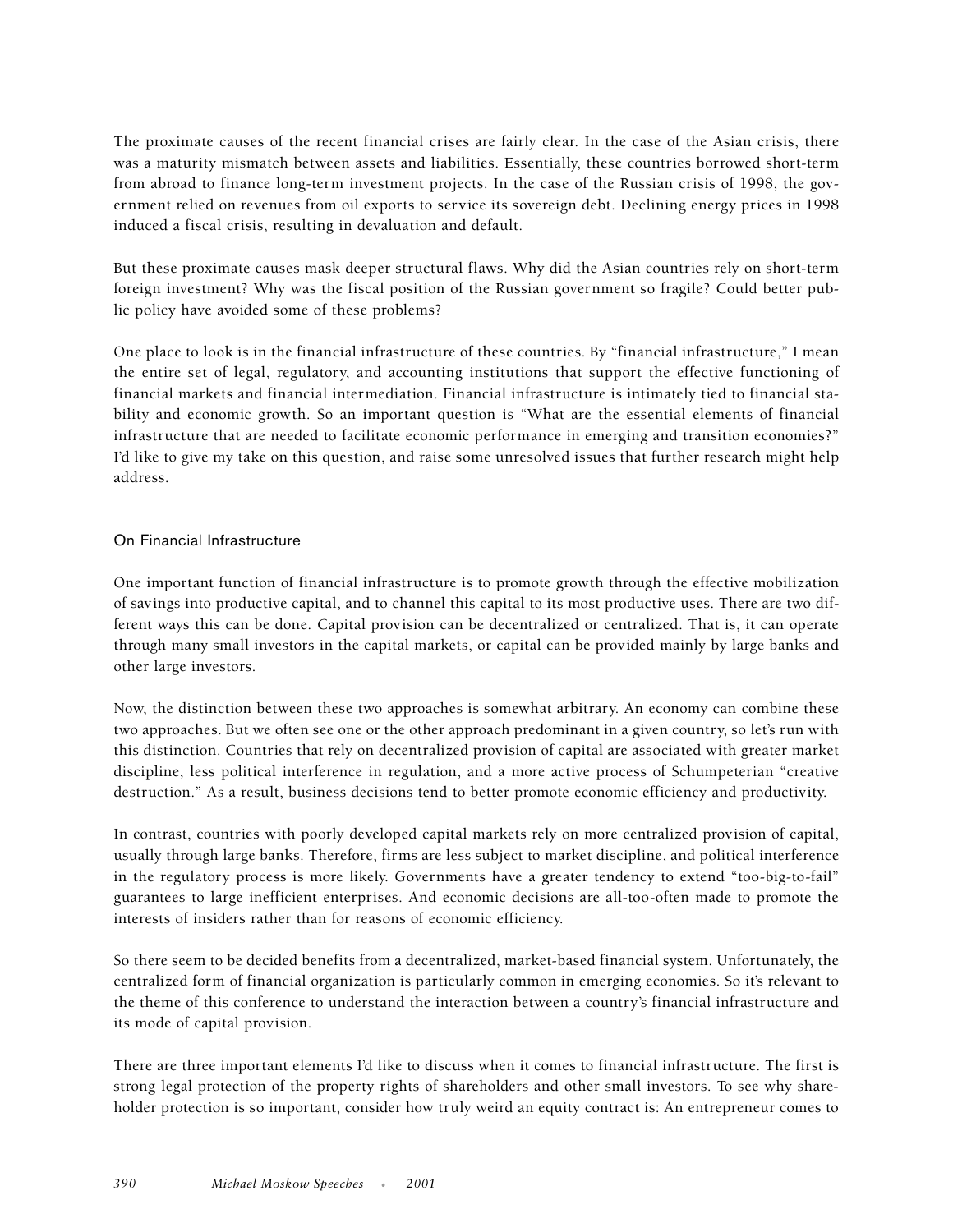The proximate causes of the recent financial crises are fairly clear. In the case of the Asian crisis, there was a maturity mismatch between assets and liabilities. Essentially, these countries borrowed short-term from abroad to finance long-term investment projects. In the case of the Russian crisis of 1998, the government relied on revenues from oil exports to service its sovereign debt. Declining energy prices in 1998 induced a fiscal crisis, resulting in devaluation and default.

But these proximate causes mask deeper structural flaws. Why did the Asian countries rely on short-term foreign investment? Why was the fiscal position of the Russian government so fragile? Could better public policy have avoided some of these problems?

One place to look is in the financial infrastructure of these countries. By "financial infrastructure," I mean the entire set of legal, regulatory, and accounting institutions that support the effective functioning of financial markets and financial intermediation. Financial infrastructure is intimately tied to financial stability and economic growth. So an important question is "What are the essential elements of financial infrastructure that are needed to facilitate economic performance in emerging and transition economies?" I'd like to give my take on this question, and raise some unresolved issues that further research might help address.

## On Financial Infrastructure

One important function of financial infrastructure is to promote growth through the effective mobilization of savings into productive capital, and to channel this capital to its most productive uses. There are two different ways this can be done. Capital provision can be decentralized or centralized. That is, it can operate through many small investors in the capital markets, or capital can be provided mainly by large banks and other large investors.

Now, the distinction between these two approaches is somewhat arbitrary. An economy can combine these two approaches. But we often see one or the other approach predominant in a given country, so let's run with this distinction. Countries that rely on decentralized provision of capital are associated with greater market discipline, less political interference in regulation, and a more active process of Schumpeterian "creative destruction." As a result, business decisions tend to better promote economic efficiency and productivity.

In contrast, countries with poorly developed capital markets rely on more centralized provision of capital, usually through large banks. Therefore, firms are less subject to market discipline, and political interference in the regulatory process is more likely. Governments have a greater tendency to extend "too-big-to-fail" guarantees to large inefficient enterprises. And economic decisions are all-too-often made to promote the interests of insiders rather than for reasons of economic efficiency.

So there seem to be decided benefits from a decentralized, market-based financial system. Unfortunately, the centralized form of financial organization is particularly common in emerging economies. So it's relevant to the theme of this conference to understand the interaction between a country's financial infrastructure and its mode of capital provision.

There are three important elements I'd like to discuss when it comes to financial infrastructure. The first is strong legal protection of the property rights of shareholders and other small investors. To see why shareholder protection is so important, consider how truly weird an equity contract is: An entrepreneur comes to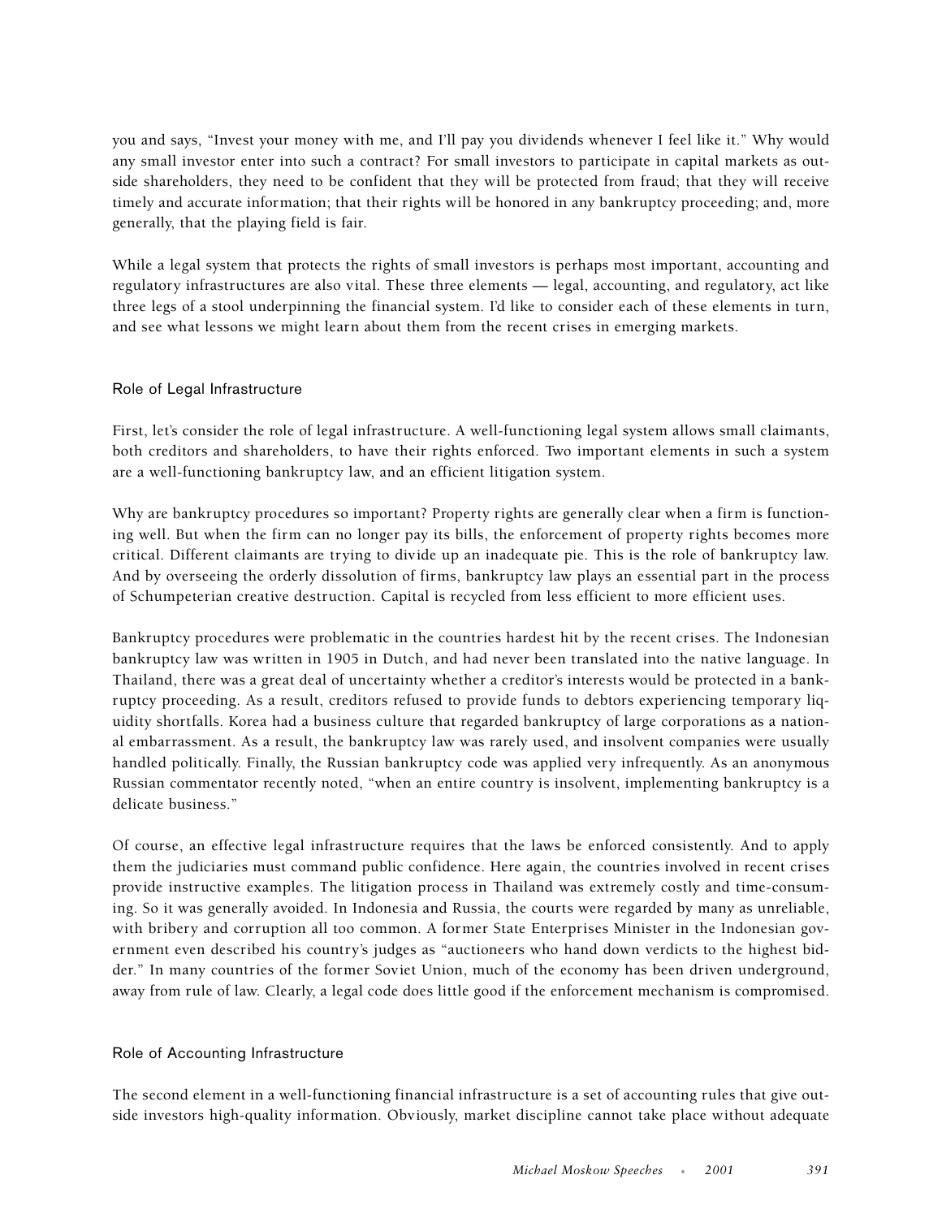you and says, "Invest your money with me, and I'll pay you dividends whenever I feel like it." Why would any small investor enter into such a contract? For small investors to participate in capital markets as outside shareholders, they need to be confident that they will be protected from fraud; that they will receive timely and accurate information; that their rights will be honored in any bankruptcy proceeding; and, more generally, that the playing field is fair.

While a legal system that protects the rights of small investors is perhaps most important, accounting and regulatory infrastructures are also vital. These three elements — legal, accounting, and regulatory, act like three legs of a stool underpinning the financial system. I'd like to consider each of these elements in turn, and see what lessons we might learn about them from the recent crises in emerging markets.

## Role of Legal Infrastructure

First, let's consider the role of legal infrastructure. A well-functioning legal system allows small claimants, both creditors and shareholders, to have their rights enforced. Two important elements in such a system are a well-functioning bankruptcy law, and an efficient litigation system.

Why are bankruptcy procedures so important? Property rights are generally clear when a firm is functioning well. But when the firm can no longer pay its bills, the enforcement of property rights becomes more critical. Different claimants are trying to divide up an inadequate pie. This is the role of bankruptcy law. And by overseeing the orderly dissolution of firms, bankruptcy law plays an essential part in the process of Schumpeterian creative destruction. Capital is recycled from less efficient to more efficient uses.

Bankruptcy procedures were problematic in the countries hardest hit by the recent crises. The Indonesian bankruptcy law was written in 1905 in Dutch, and had never been translated into the native language. In Thailand, there was a great deal of uncertainty whether a creditor's interests would be protected in a bankruptcy proceeding. As a result, creditors refused to provide funds to debtors experiencing temporary liquidity shortfalls. Korea had a business culture that regarded bankruptcy of large corporations as a national embarrassment. As a result, the bankruptcy law was rarely used, and insolvent companies were usually handled politically. Finally, the Russian bankruptcy code was applied very infrequently. As an anonymous Russian commentator recently noted, "when an entire country is insolvent, implementing bankruptcy is a delicate business."

Of course, an effective legal infrastructure requires that the laws be enforced consistently. And to apply them the judiciaries must command public confidence. Here again, the countries involved in recent crises provide instructive examples. The litigation process in Thailand was extremely costly and time-consuming. So it was generally avoided. In Indonesia and Russia, the courts were regarded by many as unreliable, with bribery and corruption all too common. A former State Enterprises Minister in the Indonesian government even described his country's judges as "auctioneers who hand down verdicts to the highest bidder." In many countries of the former Soviet Union, much of the economy has been driven underground, away from rule of law. Clearly, a legal code does little good if the enforcement mechanism is compromised.

## Role of Accounting Infrastructure

The second element in a well-functioning financial infrastructure is a set of accounting rules that give outside investors high-quality information. Obviously, market discipline cannot take place without adequate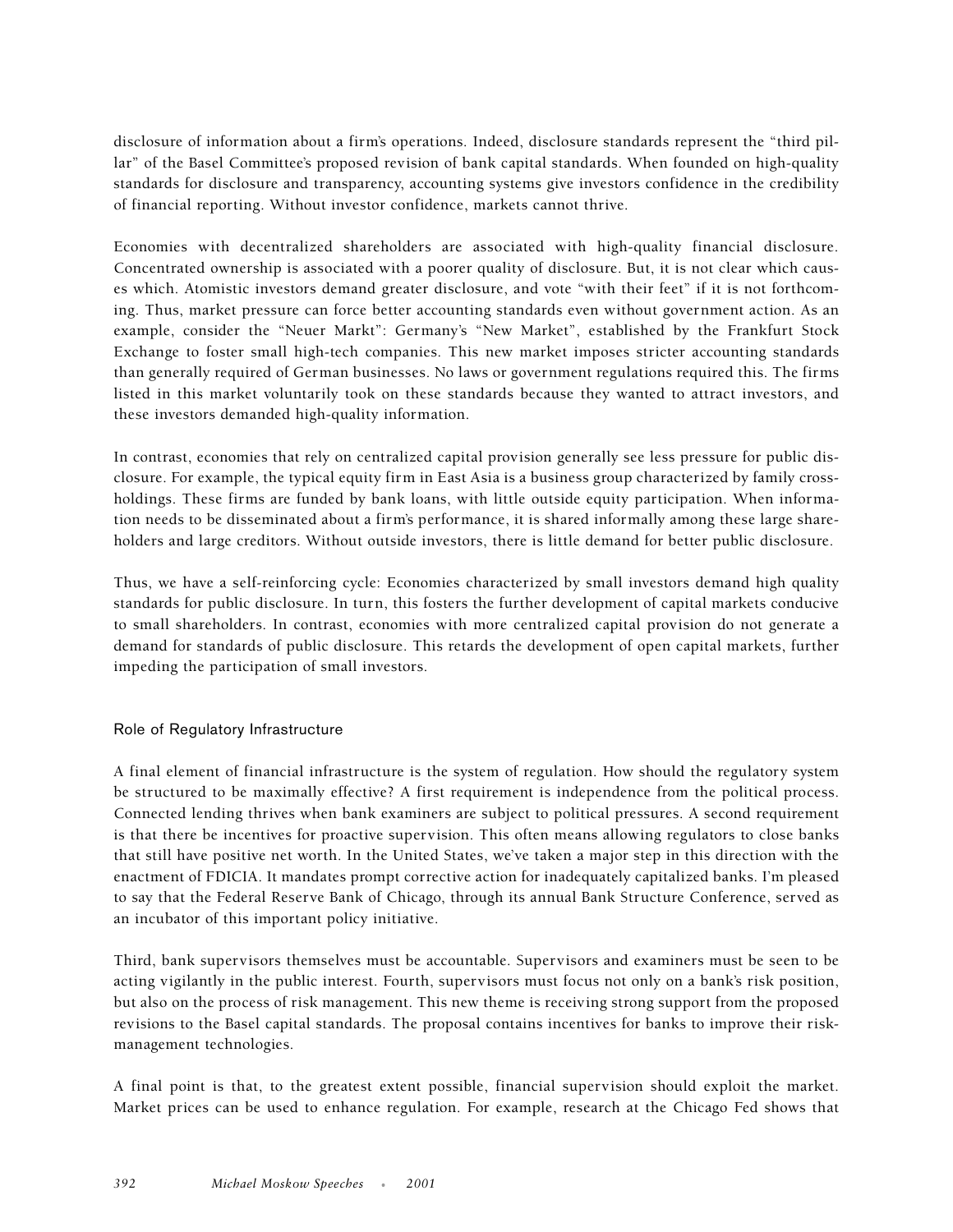disclosure of information about a firm's operations. Indeed, disclosure standards represent the "third pillar" of the Basel Committee's proposed revision of bank capital standards. When founded on high-quality standards for disclosure and transparency, accounting systems give investors confidence in the credibility of financial reporting. Without investor confidence, markets cannot thrive.

Economies with decentralized shareholders are associated with high-quality financial disclosure. Concentrated ownership is associated with a poorer quality of disclosure. But, it is not clear which causes which. Atomistic investors demand greater disclosure, and vote "with their feet" if it is not forthcoming. Thus, market pressure can force better accounting standards even without government action. As an example, consider the "Neuer Markt": Germany's "New Market", established by the Frankfurt Stock Exchange to foster small high-tech companies. This new market imposes stricter accounting standards than generally required of German businesses. No laws or government regulations required this. The firms listed in this market voluntarily took on these standards because they wanted to attract investors, and these investors demanded high-quality information.

In contrast, economies that rely on centralized capital provision generally see less pressure for public disclosure. For example, the typical equity firm in East Asia is a business group characterized by family cross-holdings. These firms are funded by bank loans, with little outside equity participation. When information needs to be disseminated about a firm's performance, it is shared informally among these large shareholders and large creditors. Without outside investors, there is little demand for better public disclosure.

Thus, we have a self-reinforcing cycle: Economies characterized by small investors demand high quality standards for public disclosure. In turn, this fosters the further development of capital markets conducive to small shareholders. In contrast, economies with more centralized capital provision do not generate a demand for standards of public disclosure. This retards the development of open capital markets, further impeding the participation of small investors.

## Role of Regulatory Infrastructure

A final element of financial infrastructure is the system of regulation. How should the regulatory system be structured to be maximally effective? A first requirement is independence from the political process. Connected lending thrives when bank examiners are subject to political pressures. A second requirement is that there be incentives for proactive supervision. This often means allowing regulators to close banks that still have positive net worth. In the United States, we've taken a major step in this direction with the enactment of FDICIA. It mandates prompt corrective action for inadequately capitalized banks. I'm pleased to say that the Federal Reserve Bank of Chicago, through its annual Bank Structure Conference, served as an incubator of this important policy initiative.

Third, bank supervisors themselves must be accountable. Supervisors and examiners must be seen to be acting vigilantly in the public interest. Fourth, supervisors must focus not only on a bank's risk position, but also on the process of risk management. This new theme is receiving strong support from the proposed revisions to the Basel capital standards. The proposal contains incentives for banks to improve their risk-management technologies.

A final point is that, to the greatest extent possible, financial supervision should exploit the market. Market prices can be used to enhance regulation. For example, research at the Chicago Fed shows that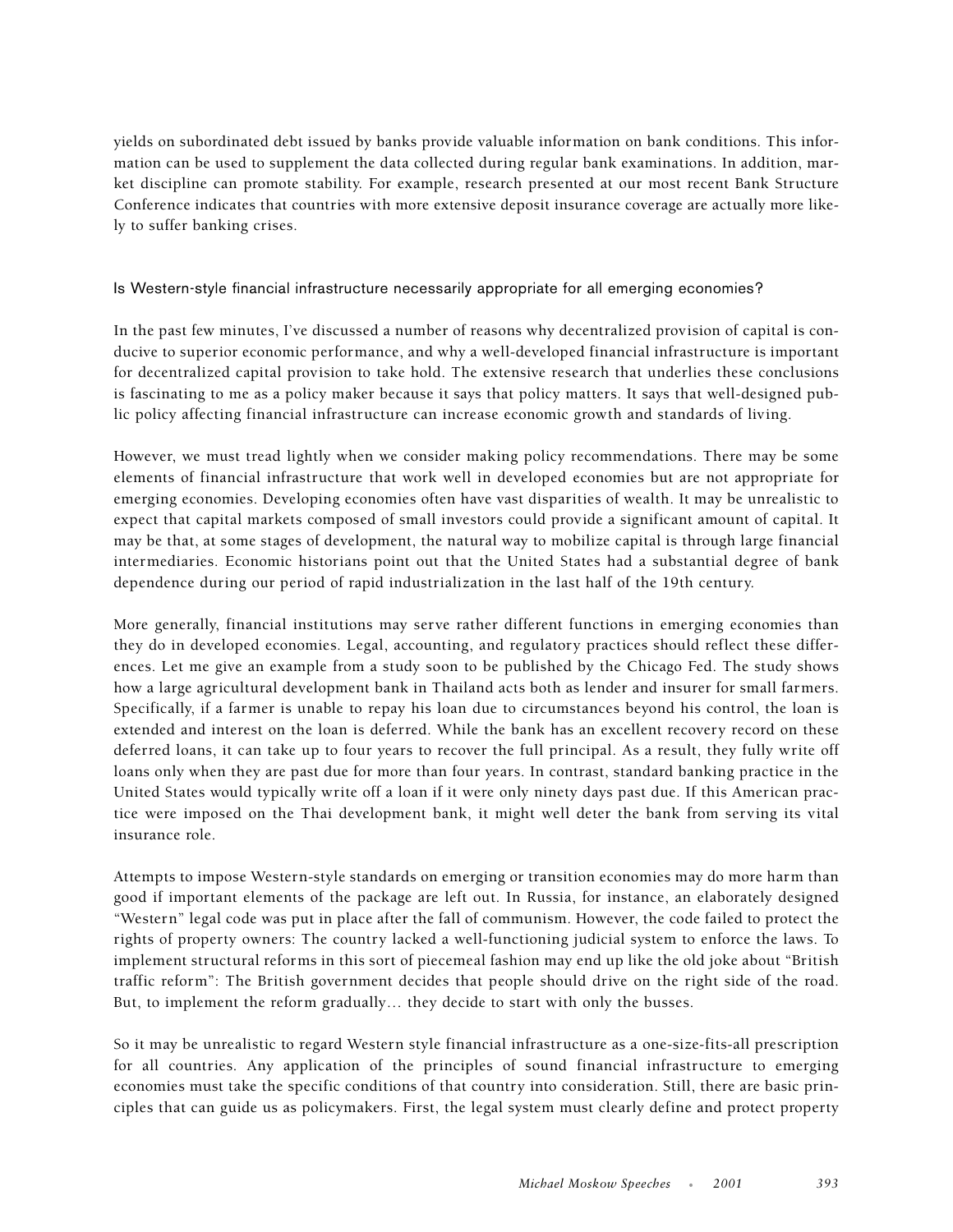yields on subordinated debt issued by banks provide valuable information on bank conditions. This information can be used to supplement the data collected during regular bank examinations. In addition, market discipline can promote stability. For example, research presented at our most recent Bank Structure Conference indicates that countries with more extensive deposit insurance coverage are actually more likely to suffer banking crises.

## Is Western-style financial infrastructure necessarily appropriate for all emerging economies?

In the past few minutes, I've discussed a number of reasons why decentralized provision of capital is conducive to superior economic performance, and why a well-developed financial infrastructure is important for decentralized capital provision to take hold. The extensive research that underlies these conclusions is fascinating to me as a policy maker because it says that policy matters. It says that well-designed public policy affecting financial infrastructure can increase economic growth and standards of living.

However, we must tread lightly when we consider making policy recommendations. There may be some elements of financial infrastructure that work well in developed economies but are not appropriate for emerging economies. Developing economies often have vast disparities of wealth. It may be unrealistic to expect that capital markets composed of small investors could provide a significant amount of capital. It may be that, at some stages of development, the natural way to mobilize capital is through large financial intermediaries. Economic historians point out that the United States had a substantial degree of bank dependence during our period of rapid industrialization in the last half of the 19th century.

More generally, financial institutions may serve rather different functions in emerging economies than they do in developed economies. Legal, accounting, and regulatory practices should reflect these differences. Let me give an example from a study soon to be published by the Chicago Fed. The study shows how a large agricultural development bank in Thailand acts both as lender and insurer for small farmers. Specifically, if a farmer is unable to repay his loan due to circumstances beyond his control, the loan is extended and interest on the loan is deferred. While the bank has an excellent recovery record on these deferred loans, it can take up to four years to recover the full principal. As a result, they fully write off loans only when they are past due for more than four years. In contrast, standard banking practice in the United States would typically write off a loan if it were only ninety days past due. If this American practice were imposed on the Thai development bank, it might well deter the bank from serving its vital insurance role.

Attempts to impose Western-style standards on emerging or transition economies may do more harm than good if important elements of the package are left out. In Russia, for instance, an elaborately designed "Western" legal code was put in place after the fall of communism. However, the code failed to protect the rights of property owners: The country lacked a well-functioning judicial system to enforce the laws. To implement structural reforms in this sort of piecemeal fashion may end up like the old joke about "British traffic reform": The British government decides that people should drive on the right side of the road. But, to implement the reform gradually… they decide to start with only the busses.

So it may be unrealistic to regard Western style financial infrastructure as a one-size-fits-all prescription for all countries. Any application of the principles of sound financial infrastructure to emerging economies must take the specific conditions of that country into consideration. Still, there are basic principles that can guide us as policymakers. First, the legal system must clearly define and protect property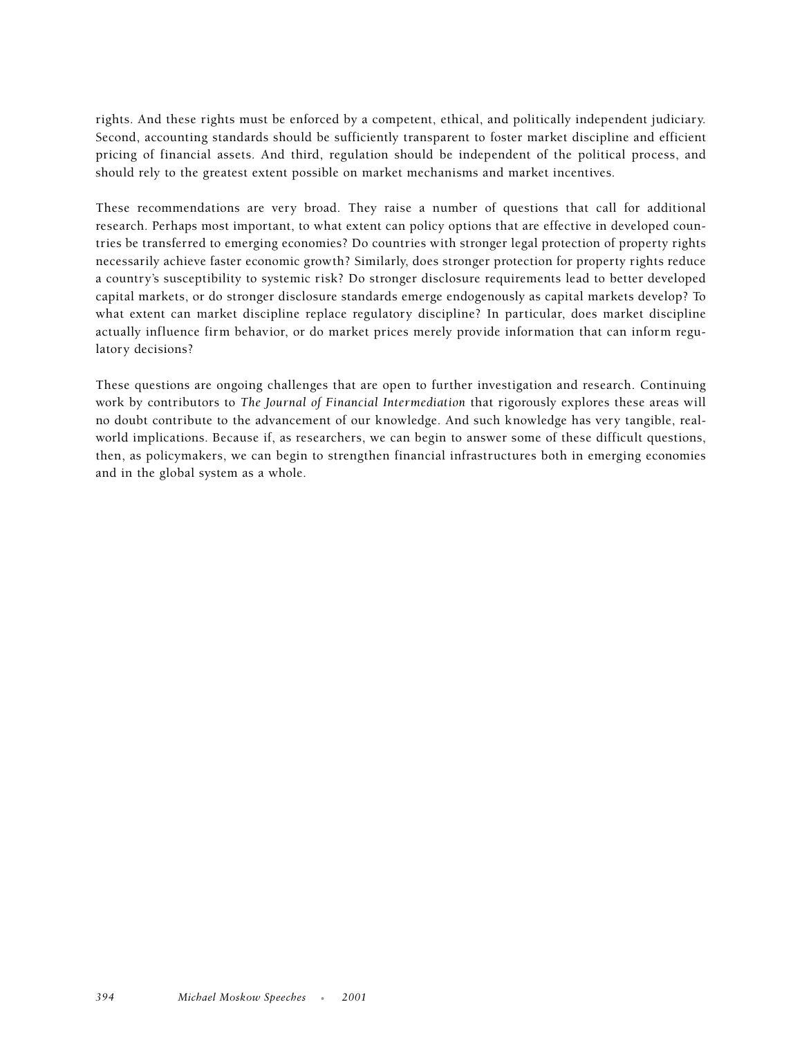rights. And these rights must be enforced by a competent, ethical, and politically independent judiciary. Second, accounting standards should be sufficiently transparent to foster market discipline and efficient pricing of financial assets. And third, regulation should be independent of the political process, and should rely to the greatest extent possible on market mechanisms and market incentives.

These recommendations are very broad. They raise a number of questions that call for additional research. Perhaps most important, to what extent can policy options that are effective in developed countries be transferred to emerging economies? Do countries with stronger legal protection of property rights necessarily achieve faster economic growth? Similarly, does stronger protection for property rights reduce a country's susceptibility to systemic risk? Do stronger disclosure requirements lead to better developed capital markets, or do stronger disclosure standards emerge endogenously as capital markets develop? To what extent can market discipline replace regulatory discipline? In particular, does market discipline actually influence firm behavior, or do market prices merely provide information that can inform regulatory decisions?

These questions are ongoing challenges that are open to further investigation and research. Continuing work by contributors to *The Journal of Financial Intermediation* that rigorously explores these areas will no doubt contribute to the advancement of our knowledge. And such knowledge has very tangible, real-world implications. Because if, as researchers, we can begin to answer some of these difficult questions, then, as policymakers, we can begin to strengthen financial infrastructures both in emerging economies and in the global system as a whole.